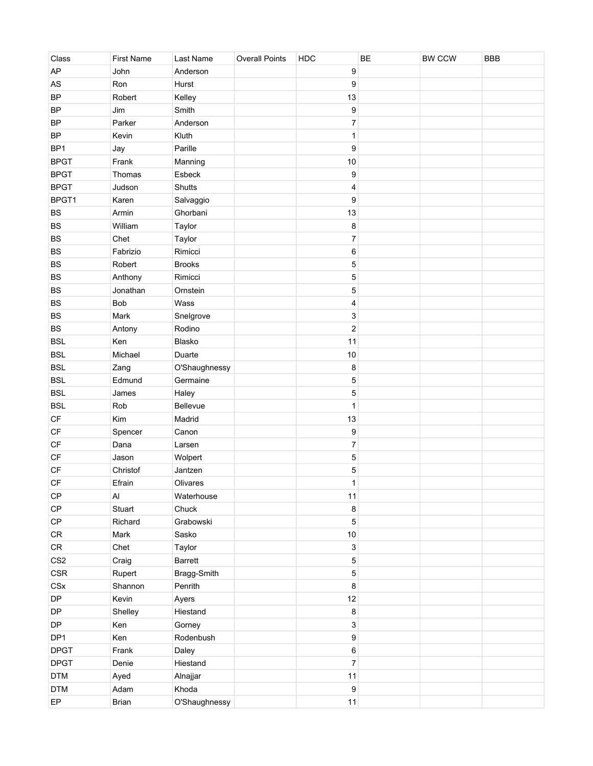| Class | First Name | Last Name | Overall Points | HDC | BE | BW CCW | BBB |
|---|---|---|---|---|---|---|---|
| AP | John | Anderson | | 9 | | | |
| AS | Ron | Hurst | | 9 | | | |
| BP | Robert | Kelley | | 13 | | | |
| BP | Jim | Smith | | 9 | | | |
| BP | Parker | Anderson | | 7 | | | |
| BP | Kevin | Kluth | | 1 | | | |
| BP1 | Jay | Parille | | 9 | | | |
| BPGT | Frank | Manning | | 10 | | | |
| BPGT | Thomas | Esbeck | | 9 | | | |
| BPGT | Judson | Shutts | | 4 | | | |
| BPGT1 | Karen | Salvaggio | | 9 | | | |
| BS | Armin | Ghorbani | | 13 | | | |
| BS | William | Taylor | | 8 | | | |
| BS | Chet | Taylor | | 7 | | | |
| BS | Fabrizio | Rimicci | | 6 | | | |
| BS | Robert | Brooks | | 5 | | | |
| BS | Anthony | Rimicci | | 5 | | | |
| BS | Jonathan | Ornstein | | 5 | | | |
| BS | Bob | Wass | | 4 | | | |
| BS | Mark | Snelgrove | | 3 | | | |
| BS | Antony | Rodino | | 2 | | | |
| BSL | Ken | Blasko | | 11 | | | |
| BSL | Michael | Duarte | | 10 | | | |
| BSL | Zang | O'Shaughnessy | | 8 | | | |
| BSL | Edmund | Germaine | | 5 | | | |
| BSL | James | Haley | | 5 | | | |
| BSL | Rob | Bellevue | | 1 | | | |
| CF | Kim | Madrid | | 13 | | | |
| CF | Spencer | Canon | | 9 | | | |
| CF | Dana | Larsen | | 7 | | | |
| CF | Jason | Wolpert | | 5 | | | |
| CF | Christof | Jantzen | | 5 | | | |
| CF | Efrain | Olivares | | 1 | | | |
| CP | Al | Waterhouse | | 11 | | | |
| CP | Stuart | Chuck | | 8 | | | |
| CP | Richard | Grabowski | | 5 | | | |
| CR | Mark | Sasko | | 10 | | | |
| CR | Chet | Taylor | | 3 | | | |
| CS2 | Craig | Barrett | | 5 | | | |
| CSR | Rupert | Bragg-Smith | | 5 | | | |
| CSx | Shannon | Penrith | | 8 | | | |
| DP | Kevin | Ayers | | 12 | | | |
| DP | Shelley | Hiestand | | 8 | | | |
| DP | Ken | Gorney | | 3 | | | |
| DP1 | Ken | Rodenbush | | 9 | | | |
| DPGT | Frank | Daley | | 6 | | | |
| DPGT | Denie | Hiestand | | 7 | | | |
| DTM | Ayed | Alnajjar | | 11 | | | |
| DTM | Adam | Khoda | | 9 | | | |
| EP | Brian | O'Shaughnessy | | 11 | | | |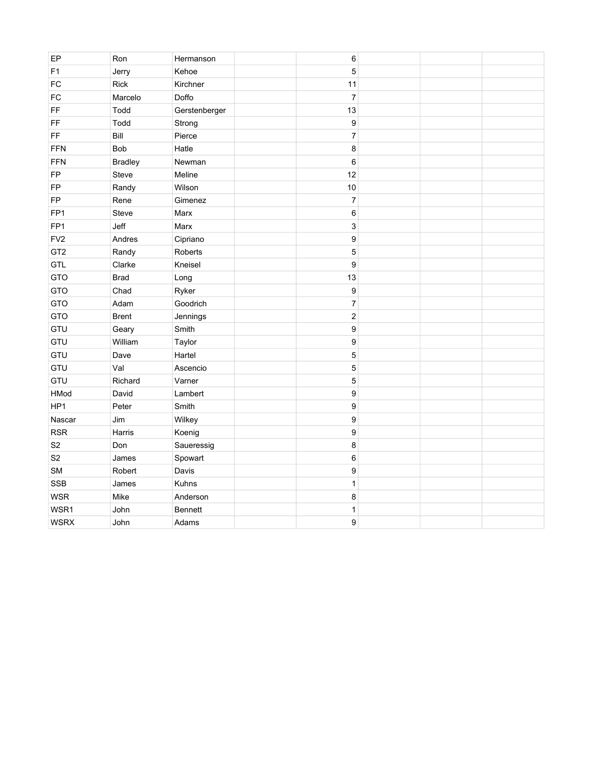| | | | | | | | |
|---|---|---|---|---|---|---|---|
| EP | Ron | Hermanson | | 6 | | | |
| F1 | Jerry | Kehoe | | 5 | | | |
| FC | Rick | Kirchner | | 11 | | | |
| FC | Marcelo | Doffo | | 7 | | | |
| FF | Todd | Gerstenberger | | 13 | | | |
| FF | Todd | Strong | | 9 | | | |
| FF | Bill | Pierce | | 7 | | | |
| FFN | Bob | Hatle | | 8 | | | |
| FFN | Bradley | Newman | | 6 | | | |
| FP | Steve | Meline | | 12 | | | |
| FP | Randy | Wilson | | 10 | | | |
| FP | Rene | Gimenez | | 7 | | | |
| FP1 | Steve | Marx | | 6 | | | |
| FP1 | Jeff | Marx | | 3 | | | |
| FV2 | Andres | Cipriano | | 9 | | | |
| GT2 | Randy | Roberts | | 5 | | | |
| GTL | Clarke | Kneisel | | 9 | | | |
| GTO | Brad | Long | | 13 | | | |
| GTO | Chad | Ryker | | 9 | | | |
| GTO | Adam | Goodrich | | 7 | | | |
| GTO | Brent | Jennings | | 2 | | | |
| GTU | Geary | Smith | | 9 | | | |
| GTU | William | Taylor | | 9 | | | |
| GTU | Dave | Hartel | | 5 | | | |
| GTU | Val | Ascencio | | 5 | | | |
| GTU | Richard | Varner | | 5 | | | |
| HMod | David | Lambert | | 9 | | | |
| HP1 | Peter | Smith | | 9 | | | |
| Nascar | Jim | Wilkey | | 9 | | | |
| RSR | Harris | Koenig | | 9 | | | |
| S2 | Don | Saueressig | | 8 | | | |
| S2 | James | Spowart | | 6 | | | |
| SM | Robert | Davis | | 9 | | | |
| SSB | James | Kuhns | | 1 | | | |
| WSR | Mike | Anderson | | 8 | | | |
| WSR1 | John | Bennett | | 1 | | | |
| WSRX | John | Adams | | 9 | | | |